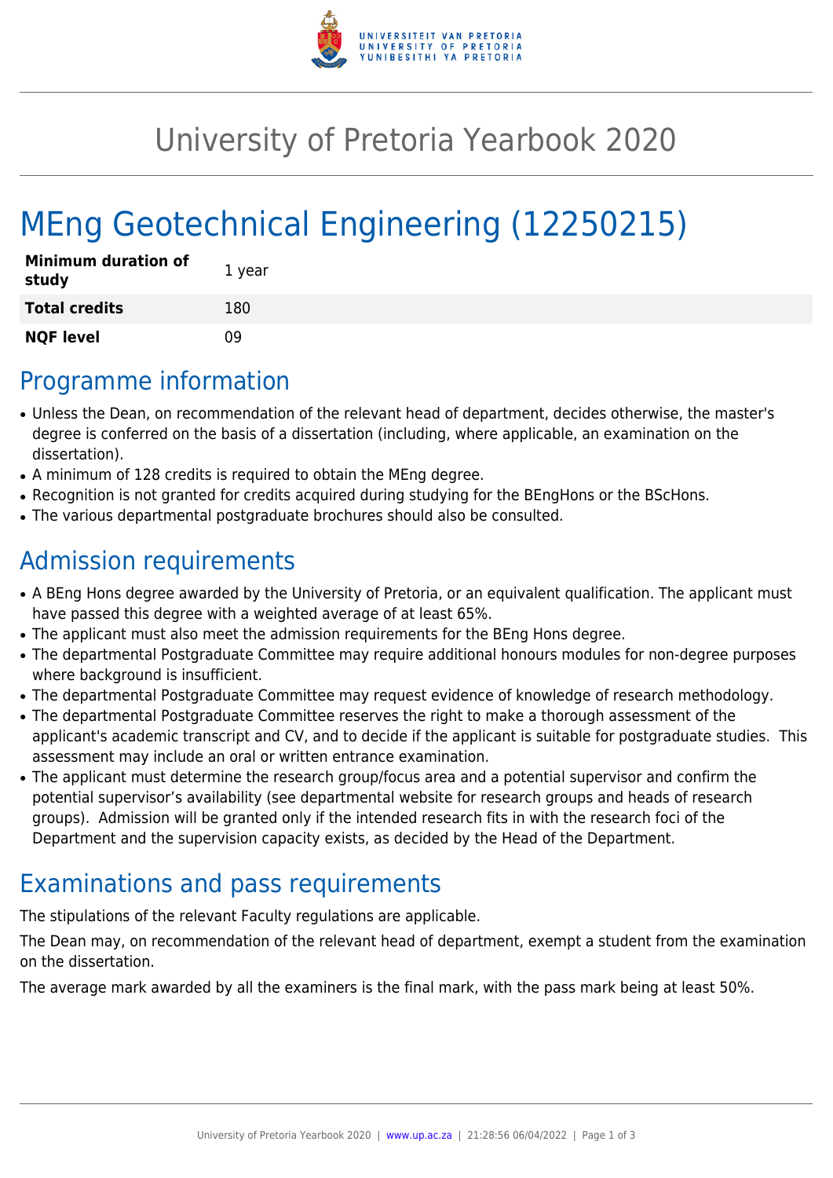# University of Pretoria Yearbook 2020

# MEng Geotechnical Engineering (12250215)

| **Minimum duration of study** | 1 year |
|---|---|
| **Total credits** | 180 |
| **NQF level** | 09 |

## Programme information

- Unless the Dean, on recommendation of the relevant head of department, decides otherwise, the master's degree is conferred on the basis of a dissertation (including, where applicable, an examination on the dissertation).
- A minimum of 128 credits is required to obtain the MEng degree.
- Recognition is not granted for credits acquired during studying for the BEngHons or the BScHons.
- The various departmental postgraduate brochures should also be consulted.

## Admission requirements

- A BEng Hons degree awarded by the University of Pretoria, or an equivalent qualification. The applicant must have passed this degree with a weighted average of at least 65%.
- The applicant must also meet the admission requirements for the BEng Hons degree.
- The departmental Postgraduate Committee may require additional honours modules for non-degree purposes where background is insufficient.
- The departmental Postgraduate Committee may request evidence of knowledge of research methodology.
- The departmental Postgraduate Committee reserves the right to make a thorough assessment of the applicant's academic transcript and CV, and to decide if the applicant is suitable for postgraduate studies. This assessment may include an oral or written entrance examination.
- The applicant must determine the research group/focus area and a potential supervisor and confirm the potential supervisor's availability (see departmental website for research groups and heads of research groups). Admission will be granted only if the intended research fits in with the research foci of the Department and the supervision capacity exists, as decided by the Head of the Department.

## Examinations and pass requirements

The stipulations of the relevant Faculty regulations are applicable.

The Dean may, on recommendation of the relevant head of department, exempt a student from the examination on the dissertation.

The average mark awarded by all the examiners is the final mark, with the pass mark being at least 50%.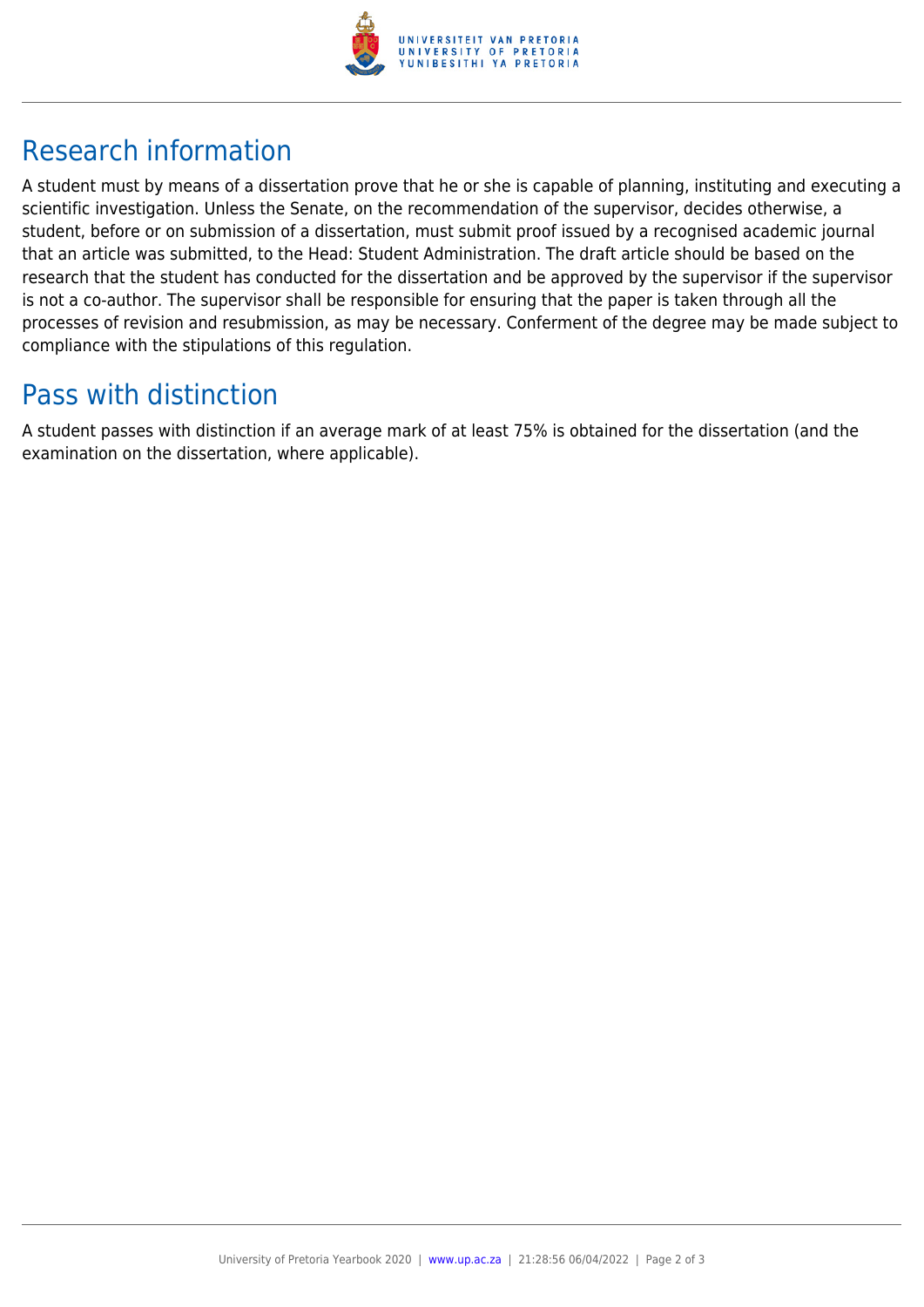## Research information

A student must by means of a dissertation prove that he or she is capable of planning, instituting and executing a scientific investigation. Unless the Senate, on the recommendation of the supervisor, decides otherwise, a student, before or on submission of a dissertation, must submit proof issued by a recognised academic journal that an article was submitted, to the Head: Student Administration. The draft article should be based on the research that the student has conducted for the dissertation and be approved by the supervisor if the supervisor is not a co-author. The supervisor shall be responsible for ensuring that the paper is taken through all the processes of revision and resubmission, as may be necessary. Conferment of the degree may be made subject to compliance with the stipulations of this regulation.

## Pass with distinction

A student passes with distinction if an average mark of at least 75% is obtained for the dissertation (and the examination on the dissertation, where applicable).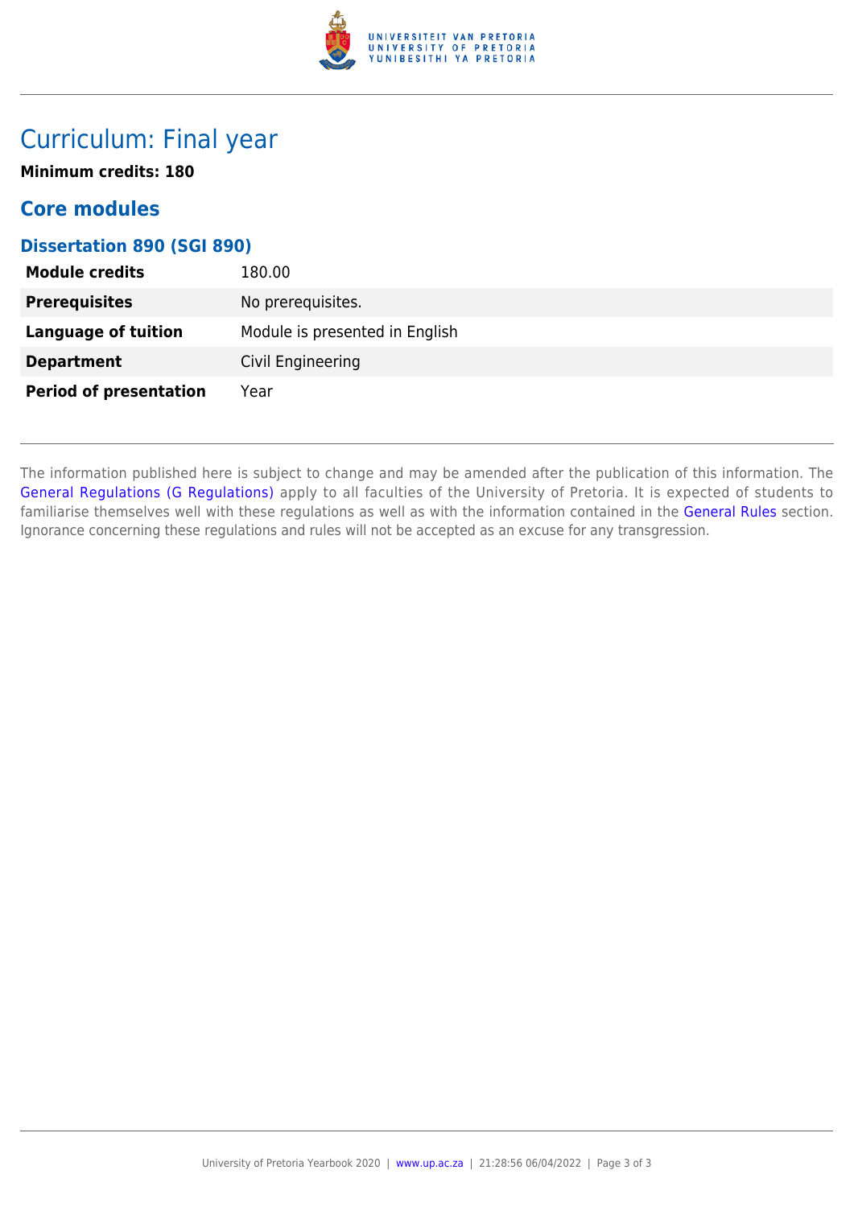# Curriculum: Final year

**Minimum credits: 180**

## Core modules

### Dissertation 890 (SGI 890)

| | |
|---|---|
| **Module credits** | 180.00 |
| **Prerequisites** | No prerequisites. |
| **Language of tuition** | Module is presented in English |
| **Department** | Civil Engineering |
| **Period of presentation** | Year |

The information published here is subject to change and may be amended after the publication of this information. The General Regulations (G Regulations) apply to all faculties of the University of Pretoria. It is expected of students to familiarise themselves well with these regulations as well as with the information contained in the General Rules section. Ignorance concerning these regulations and rules will not be accepted as an excuse for any transgression.